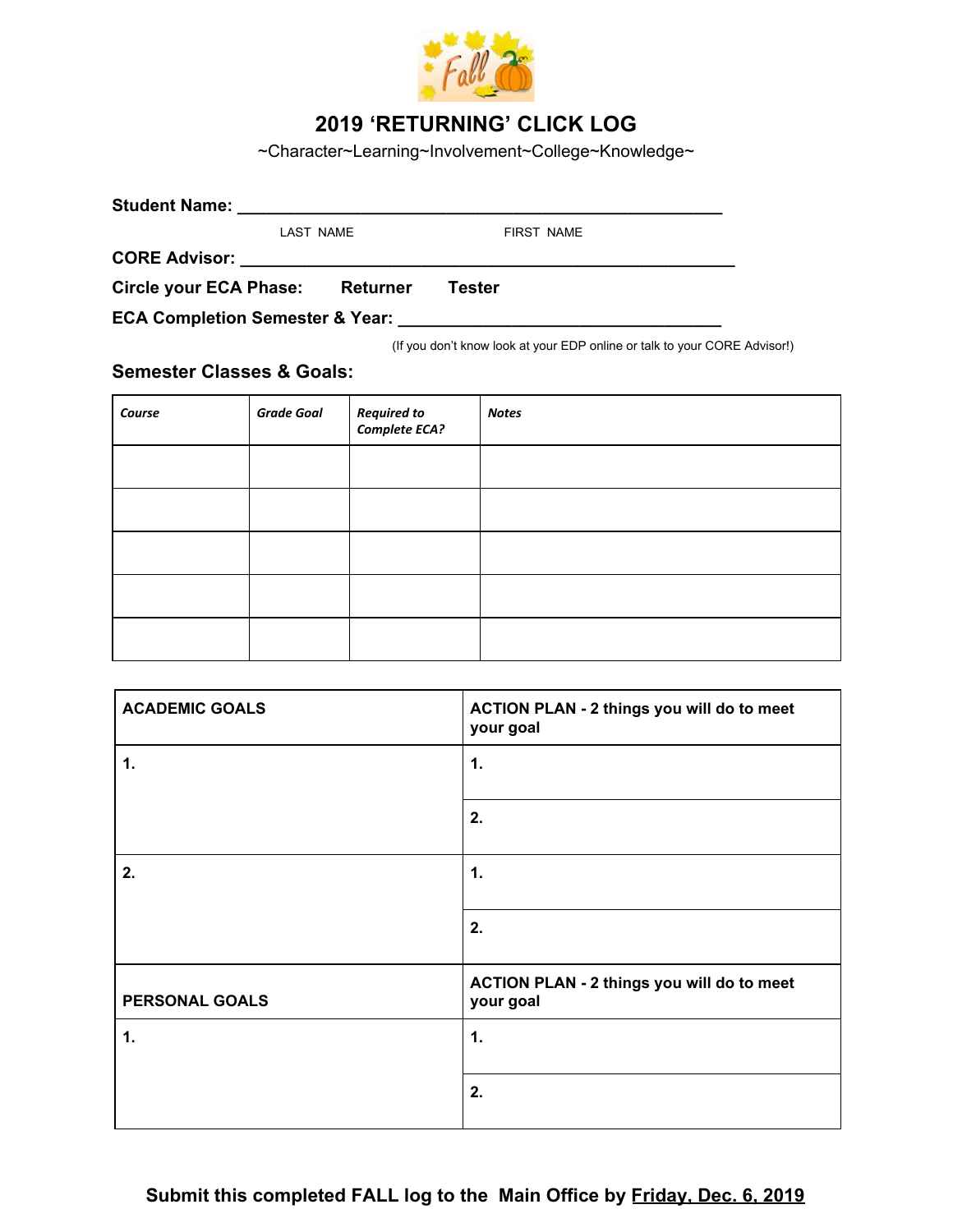# 2019 'RETURNING' CLICK LOG

~Character~Learning~Involvement~College~Knowledge~

**Student Name:** ______________________________________________________

LAST NAME FIRST NAME

**CORE Advisor:** ______________________________________________________

**Circle your ECA Phase:** **Returner** **Tester**

**ECA Completion Semester & Year:** ___________________________________

(If you don't know look at your EDP online or talk to your CORE Advisor!)

## Semester Classes & Goals:

| ***Course*** | ***Grade Goal*** | ***Required to Complete ECA?*** | ***Notes*** |
|---|---|---|---|
| | | | |
| | | | |
| | | | |
| | | | |
| | | | |

| **ACADEMIC GOALS** | **ACTION PLAN - 2 things you will do to meet your goal** |
|---|---|
| **1.** | **1.** |
| | **2.** |
| **2.** | **1.** |
| | **2.** |
| **PERSONAL GOALS** | **ACTION PLAN - 2 things you will do to meet your goal** |
| **1.** | **1.** |
| | **2.** |

**Submit this completed FALL log to the Main Office by Friday, Dec. 6, 2019**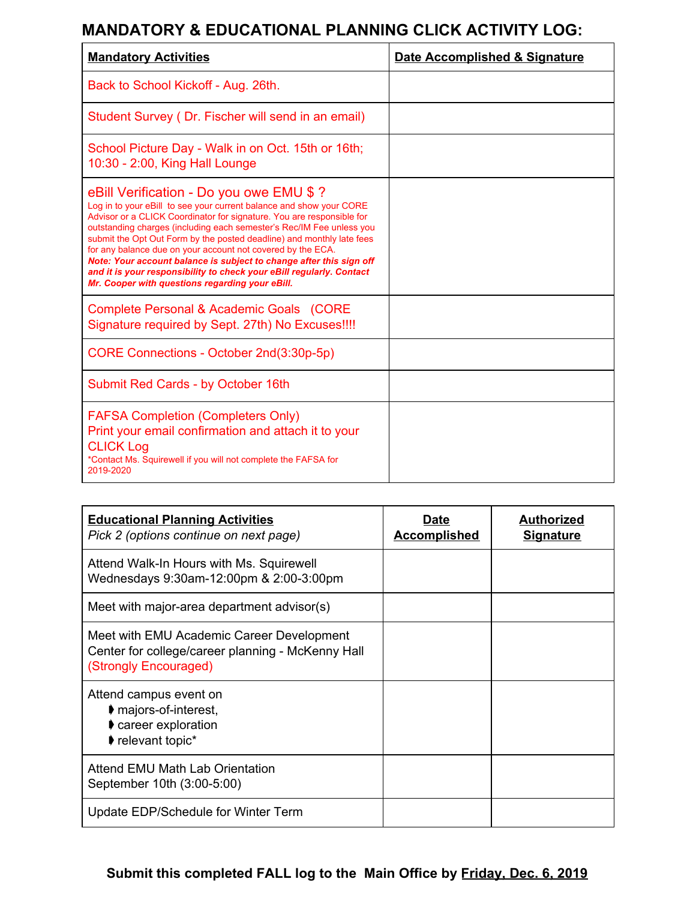# MANDATORY & EDUCATIONAL PLANNING CLICK ACTIVITY LOG:

| **Mandatory Activities** | **Date Accomplished & Signature** |
|---|---|
| Back to School Kickoff - Aug. 26th. | |
| Student Survey ( Dr. Fischer will send in an email) | |
| School Picture Day - Walk in on Oct. 15th or 16th; 10:30 - 2:00, King Hall Lounge | |
| eBill Verification - Do you owe EMU $ ? <br>Log in to your eBill to see your current balance and show your CORE Advisor or a CLICK Coordinator for signature. You are responsible for outstanding charges (including each semester's Rec/IM Fee unless you submit the Opt Out Form by the posted deadline) and monthly late fees for any balance due on your account not covered by the ECA. <br>***Note: Your account balance is subject to change after this sign off and it is your responsibility to check your eBill regularly. Contact Mr. Cooper with questions regarding your eBill.*** | |
| Complete Personal & Academic Goals (CORE Signature required by Sept. 27th) No Excuses!!!! | |
| CORE Connections - October 2nd(3:30p-5p) | |
| Submit Red Cards - by October 16th | |
| FAFSA Completion (Completers Only)<br>Print your email confirmation and attach it to your CLICK Log<br>*Contact Ms. Squirewell if you will not complete the FAFSA for 2019-2020 | |

| **Educational Planning Activities**<br>*Pick 2 (options continue on next page)* | **Date Accomplished** | **Authorized Signature** |
|---|---|---|
| Attend Walk-In Hours with Ms. Squirewell<br>Wednesdays 9:30am-12:00pm & 2:00-3:00pm | | |
| Meet with major-area department advisor(s) | | |
| Meet with EMU Academic Career Development Center for college/career planning - McKenny Hall (Strongly Encouraged) | | |
| Attend campus event on<br>➧ majors-of-interest,<br>➧ career exploration<br>➧ relevant topic* | | |
| Attend EMU Math Lab Orientation<br>September 10th (3:00-5:00) | | |
| Update EDP/Schedule for Winter Term | | |

**Submit this completed FALL log to the Main Office by Friday, Dec. 6, 2019**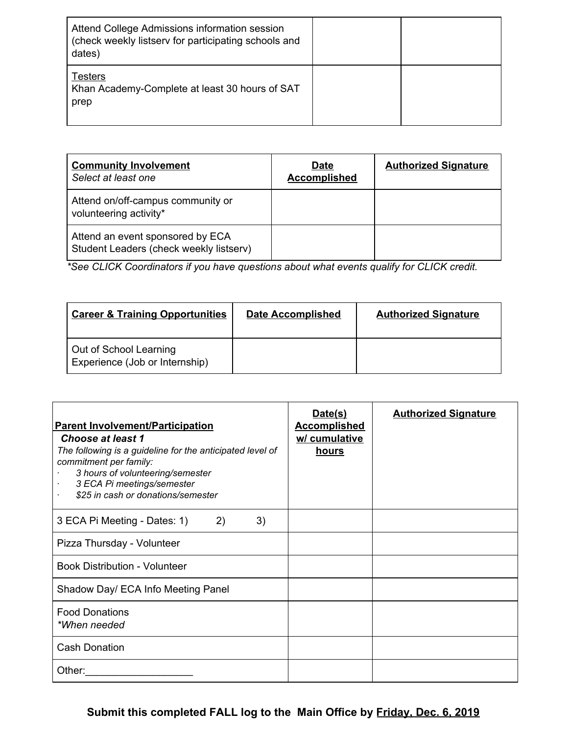| | | |
|---|---|---|
| Attend College Admissions information session (check weekly listserv for participating schools and dates) | | |
| <u>Testers</u><br>Khan Academy-Complete at least 30 hours of SAT prep | | |

| **<u>Community Involvement</u>**<br>*Select at least one* | **<u>Date Accomplished</u>** | **<u>Authorized Signature</u>** |
|---|---|---|
| Attend on/off-campus community or volunteering activity* | | |
| Attend an event sponsored by ECA Student Leaders (check weekly listserv) | | |

*\*See CLICK Coordinators if you have questions about what events qualify for CLICK credit.*

| **<u>Career & Training Opportunities</u>** | **<u>Date Accomplished</u>** | **<u>Authorized Signature</u>** |
|---|---|---|
| Out of School Learning Experience (Job or Internship) | | |

| **<u>Parent Involvement/Participation</u>**<br>***Choose at least 1***<br>*The following is a guideline for the anticipated level of commitment per family:*<br>· *3 hours of volunteering/semester*<br>· *3 ECA Pi meetings/semester*<br>· *$25 in cash or donations/semester* | **<u>Date(s) Accomplished w/ cumulative hours</u>** | **<u>Authorized Signature</u>** |
|---|---|---|
| 3 ECA Pi Meeting - Dates: 1) 2) 3) | | |
| Pizza Thursday - Volunteer | | |
| Book Distribution - Volunteer | | |
| Shadow Day/ ECA Info Meeting Panel | | |
| Food Donations<br>*\*When needed* | | |
| Cash Donation | | |
| Other:___________________ | | |

**Submit this completed FALL log to the Main Office by <u>Friday, Dec. 6, 2019</u>**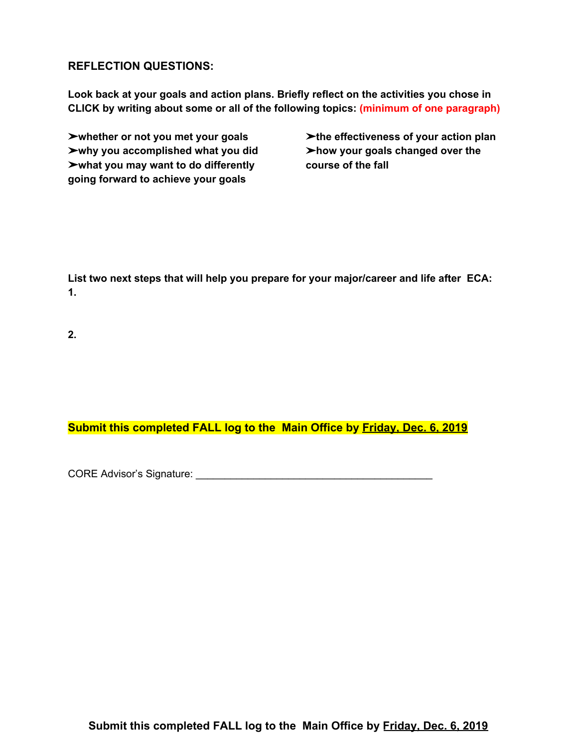**REFLECTION QUESTIONS:**

**Look back at your goals and action plans. Briefly reflect on the activities you chose in CLICK by writing about some or all of the following topics: (minimum of one paragraph)**

- **whether or not you met your goals**
- **why you accomplished what you did**
- **what you may want to do differently going forward to achieve your goals**
- **the effectiveness of your action plan**
- **how your goals changed over the course of the fall**

**List two next steps that will help you prepare for your major/career and life after ECA:**

**1.**

**2.**

**Submit this completed FALL log to the Main Office by Friday, Dec. 6, 2019**

CORE Advisor's Signature: ________________________________________

**Submit this completed FALL log to the Main Office by Friday, Dec. 6, 2019**